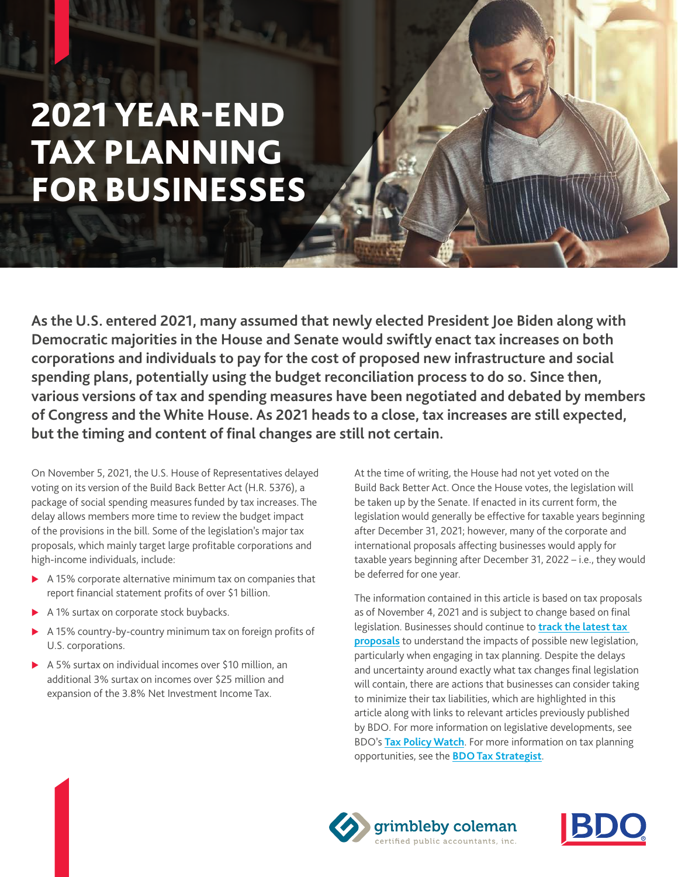# 2021 YEAR-END TAX PLANNING FOR BUSINESSES

**As the U.S. entered 2021, many assumed that newly elected President Joe Biden along with Democratic majorities in the House and Senate would swiftly enact tax increases on both corporations and individuals to pay for the cost of proposed new infrastructure and social spending plans, potentially using the budget reconciliation process to do so. Since then, various versions of tax and spending measures have been negotiated and debated by members of Congress and the White House. As 2021 heads to a close, tax increases are still expected, but the timing and content of final changes are still not certain.**

On November 5, 2021, the U.S. House of Representatives delayed voting on its version of the Build Back Better Act (H.R. 5376), a package of social spending measures funded by tax increases. The delay allows members more time to review the budget impact of the provisions in the bill. Some of the legislation's major tax proposals, which mainly target large profitable corporations and high-income individuals, include:

- A 15% corporate alternative minimum tax on companies that report financial statement profits of over $1 billion.
- A 1% surtax on corporate stock buybacks.
- A 15% country-by-country minimum tax on foreign profits of U.S. corporations.
- A 5% surtax on individual incomes over $10 million, an additional 3% surtax on incomes over $25 million and expansion of the 3.8% Net Investment Income Tax.

At the time of writing, the House had not yet voted on the Build Back Better Act. Once the House votes, the legislation will be taken up by the Senate. If enacted in its current form, the legislation would generally be effective for taxable years beginning after December 31, 2021; however, many of the corporate and international proposals affecting businesses would apply for taxable years beginning after December 31, 2022 – i.e., they would be deferred for one year.

The information contained in this article is based on tax proposals as of November 4, 2021 and is subject to change based on final legislation. Businesses should continue to **track the latest tax proposals** to understand the impacts of possible new legislation, particularly when engaging in tax planning. Despite the delays and uncertainty around exactly what tax changes final legislation will contain, there are actions that businesses can consider taking to minimize their tax liabilities, which are highlighted in this article along with links to relevant articles previously published by BDO. For more information on legislative developments, see BDO's **Tax Policy Watch**. For more information on tax planning opportunities, see the **BDO Tax Strategist**.

grimbleby coleman
certified public accountants, inc.

BDO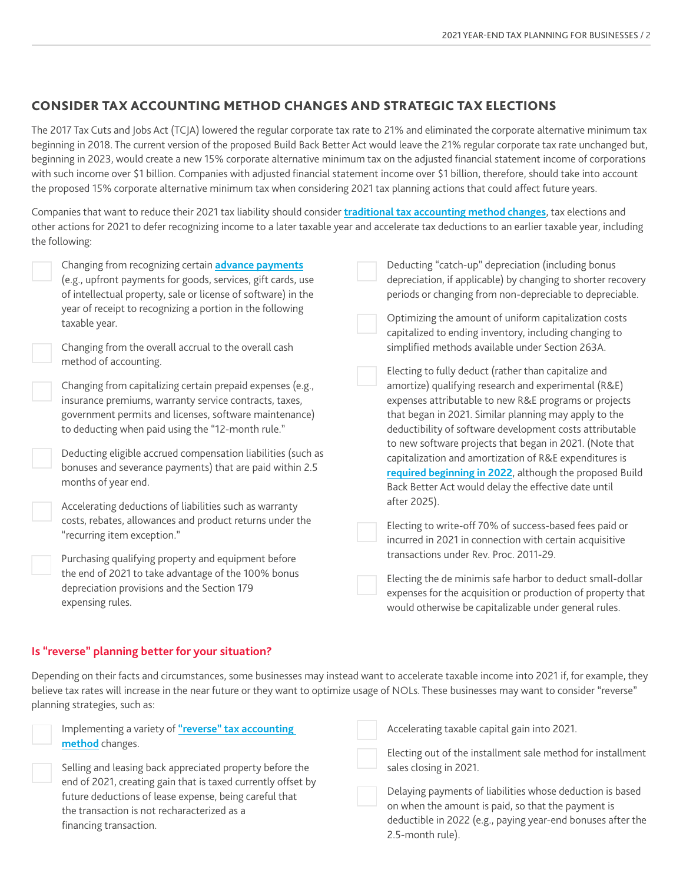## CONSIDER TAX ACCOUNTING METHOD CHANGES AND STRATEGIC TAX ELECTIONS

The 2017 Tax Cuts and Jobs Act (TCJA) lowered the regular corporate tax rate to 21% and eliminated the corporate alternative minimum tax beginning in 2018. The current version of the proposed Build Back Better Act would leave the 21% regular corporate tax rate unchanged but, beginning in 2023, would create a new 15% corporate alternative minimum tax on the adjusted financial statement income of corporations with such income over $1 billion. Companies with adjusted financial statement income over $1 billion, therefore, should take into account the proposed 15% corporate alternative minimum tax when considering 2021 tax planning actions that could affect future years.

Companies that want to reduce their 2021 tax liability should consider **traditional tax accounting method changes**, tax elections and other actions for 2021 to defer recognizing income to a later taxable year and accelerate tax deductions to an earlier taxable year, including the following:

- Changing from recognizing certain **advance payments** (e.g., upfront payments for goods, services, gift cards, use of intellectual property, sale or license of software) in the year of receipt to recognizing a portion in the following taxable year.
- Changing from the overall accrual to the overall cash method of accounting.
- Changing from capitalizing certain prepaid expenses (e.g., insurance premiums, warranty service contracts, taxes, government permits and licenses, software maintenance) to deducting when paid using the "12-month rule."
- Deducting eligible accrued compensation liabilities (such as bonuses and severance payments) that are paid within 2.5 months of year end.
- Accelerating deductions of liabilities such as warranty costs, rebates, allowances and product returns under the "recurring item exception."
- Purchasing qualifying property and equipment before the end of 2021 to take advantage of the 100% bonus depreciation provisions and the Section 179 expensing rules.
- Deducting "catch-up" depreciation (including bonus depreciation, if applicable) by changing to shorter recovery periods or changing from non-depreciable to depreciable.
- Optimizing the amount of uniform capitalization costs capitalized to ending inventory, including changing to simplified methods available under Section 263A.
- Electing to fully deduct (rather than capitalize and amortize) qualifying research and experimental (R&E) expenses attributable to new R&E programs or projects that began in 2021. Similar planning may apply to the deductibility of software development costs attributable to new software projects that began in 2021. (Note that capitalization and amortization of R&E expenditures is **required beginning in 2022**, although the proposed Build Back Better Act would delay the effective date until after 2025).
- Electing to write-off 70% of success-based fees paid or incurred in 2021 in connection with certain acquisitive transactions under Rev. Proc. 2011-29.
- Electing the de minimis safe harbor to deduct small-dollar expenses for the acquisition or production of property that would otherwise be capitalizable under general rules.

### Is "reverse" planning better for your situation?

Depending on their facts and circumstances, some businesses may instead want to accelerate taxable income into 2021 if, for example, they believe tax rates will increase in the near future or they want to optimize usage of NOLs. These businesses may want to consider "reverse" planning strategies, such as:

- Implementing a variety of **"reverse" tax accounting method** changes.
- Selling and leasing back appreciated property before the end of 2021, creating gain that is taxed currently offset by future deductions of lease expense, being careful that the transaction is not recharacterized as a financing transaction.
- Accelerating taxable capital gain into 2021.
- Electing out of the installment sale method for installment sales closing in 2021.
- Delaying payments of liabilities whose deduction is based on when the amount is paid, so that the payment is deductible in 2022 (e.g., paying year-end bonuses after the 2.5-month rule).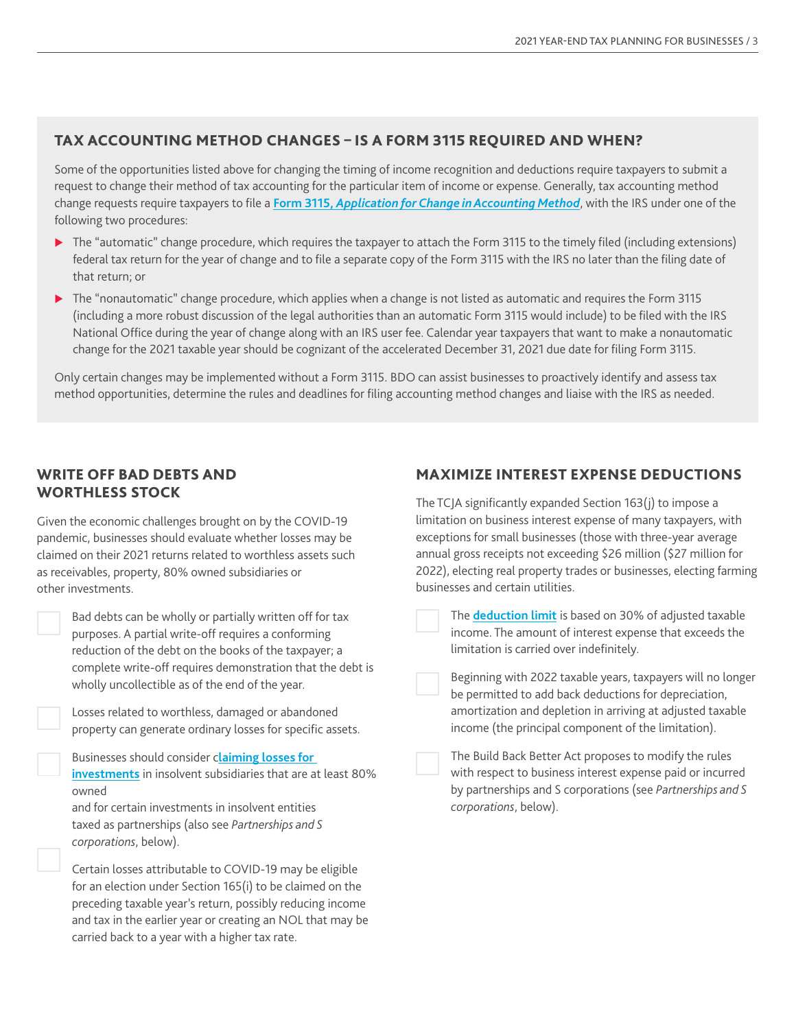## TAX ACCOUNTING METHOD CHANGES – IS A FORM 3115 REQUIRED AND WHEN?

Some of the opportunities listed above for changing the timing of income recognition and deductions require taxpayers to submit a request to change their method of tax accounting for the particular item of income or expense. Generally, tax accounting method change requests require taxpayers to file a **Form 3115, *Application for Change in Accounting Method***, with the IRS under one of the following two procedures:

- The "automatic" change procedure, which requires the taxpayer to attach the Form 3115 to the timely filed (including extensions) federal tax return for the year of change and to file a separate copy of the Form 3115 with the IRS no later than the filing date of that return; or
- The "nonautomatic" change procedure, which applies when a change is not listed as automatic and requires the Form 3115 (including a more robust discussion of the legal authorities than an automatic Form 3115 would include) to be filed with the IRS National Office during the year of change along with an IRS user fee. Calendar year taxpayers that want to make a nonautomatic change for the 2021 taxable year should be cognizant of the accelerated December 31, 2021 due date for filing Form 3115.

Only certain changes may be implemented without a Form 3115. BDO can assist businesses to proactively identify and assess tax method opportunities, determine the rules and deadlines for filing accounting method changes and liaise with the IRS as needed.

## WRITE OFF BAD DEBTS AND WORTHLESS STOCK

Given the economic challenges brought on by the COVID-19 pandemic, businesses should evaluate whether losses may be claimed on their 2021 returns related to worthless assets such as receivables, property, 80% owned subsidiaries or other investments.

- Bad debts can be wholly or partially written off for tax purposes. A partial write-off requires a conforming reduction of the debt on the books of the taxpayer; a complete write-off requires demonstration that the debt is wholly uncollectible as of the end of the year.
- Losses related to worthless, damaged or abandoned property can generate ordinary losses for specific assets.
- Businesses should consider **claiming losses for investments** in insolvent subsidiaries that are at least 80% owned and for certain investments in insolvent entities taxed as partnerships (also see *Partnerships and S corporations*, below).
- Certain losses attributable to COVID-19 may be eligible for an election under Section 165(i) to be claimed on the preceding taxable year's return, possibly reducing income and tax in the earlier year or creating an NOL that may be carried back to a year with a higher tax rate.

## MAXIMIZE INTEREST EXPENSE DEDUCTIONS

The TCJA significantly expanded Section 163(j) to impose a limitation on business interest expense of many taxpayers, with exceptions for small businesses (those with three-year average annual gross receipts not exceeding $26 million ($27 million for 2022), electing real property trades or businesses, electing farming businesses and certain utilities.

- The **deduction limit** is based on 30% of adjusted taxable income. The amount of interest expense that exceeds the limitation is carried over indefinitely.
- Beginning with 2022 taxable years, taxpayers will no longer be permitted to add back deductions for depreciation, amortization and depletion in arriving at adjusted taxable income (the principal component of the limitation).
- The Build Back Better Act proposes to modify the rules with respect to business interest expense paid or incurred by partnerships and S corporations (see *Partnerships and S corporations*, below).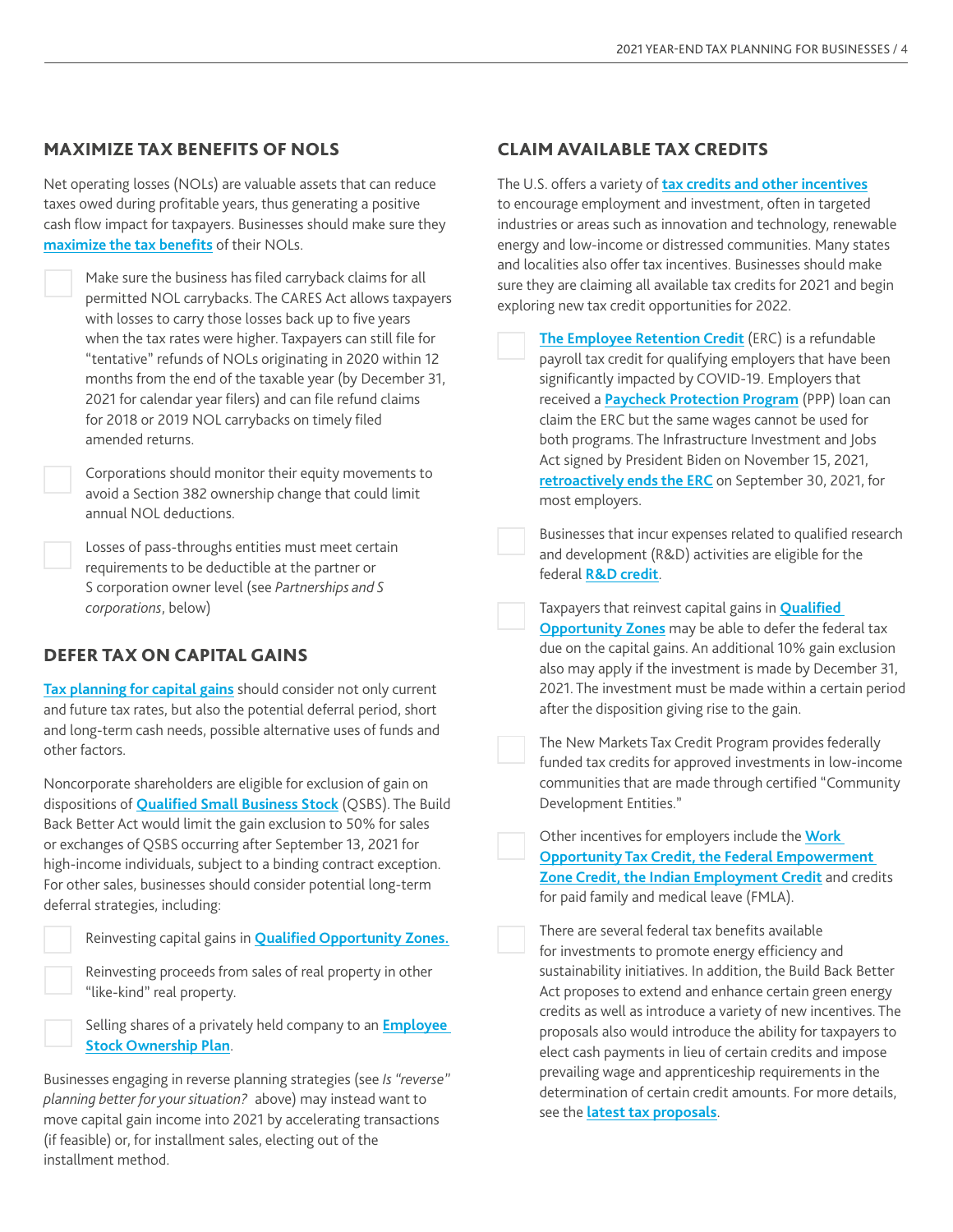## MAXIMIZE TAX BENEFITS OF NOLS

Net operating losses (NOLs) are valuable assets that can reduce taxes owed during profitable years, thus generating a positive cash flow impact for taxpayers. Businesses should make sure they **maximize the tax benefits** of their NOLs.

- Make sure the business has filed carryback claims for all permitted NOL carrybacks. The CARES Act allows taxpayers with losses to carry those losses back up to five years when the tax rates were higher. Taxpayers can still file for "tentative" refunds of NOLs originating in 2020 within 12 months from the end of the taxable year (by December 31, 2021 for calendar year filers) and can file refund claims for 2018 or 2019 NOL carrybacks on timely filed amended returns.
- Corporations should monitor their equity movements to avoid a Section 382 ownership change that could limit annual NOL deductions.
- Losses of pass-throughs entities must meet certain requirements to be deductible at the partner or S corporation owner level (see *Partnerships and S corporations*, below)

## DEFER TAX ON CAPITAL GAINS

**Tax planning for capital gains** should consider not only current and future tax rates, but also the potential deferral period, short and long-term cash needs, possible alternative uses of funds and other factors.

Noncorporate shareholders are eligible for exclusion of gain on dispositions of **Qualified Small Business Stock** (QSBS). The Build Back Better Act would limit the gain exclusion to 50% for sales or exchanges of QSBS occurring after September 13, 2021 for high-income individuals, subject to a binding contract exception. For other sales, businesses should consider potential long-term deferral strategies, including:

- Reinvesting capital gains in **Qualified Opportunity Zones.**
- Reinvesting proceeds from sales of real property in other "like-kind" real property.
- Selling shares of a privately held company to an **Employee Stock Ownership Plan**.

Businesses engaging in reverse planning strategies (see *Is "reverse" planning better for your situation?* above) may instead want to move capital gain income into 2021 by accelerating transactions (if feasible) or, for installment sales, electing out of the installment method.

## CLAIM AVAILABLE TAX CREDITS

The U.S. offers a variety of **tax credits and other incentives** to encourage employment and investment, often in targeted industries or areas such as innovation and technology, renewable energy and low-income or distressed communities. Many states and localities also offer tax incentives. Businesses should make sure they are claiming all available tax credits for 2021 and begin exploring new tax credit opportunities for 2022.

- **The Employee Retention Credit** (ERC) is a refundable payroll tax credit for qualifying employers that have been significantly impacted by COVID-19. Employers that received a **Paycheck Protection Program** (PPP) loan can claim the ERC but the same wages cannot be used for both programs. The Infrastructure Investment and Jobs Act signed by President Biden on November 15, 2021, **retroactively ends the ERC** on September 30, 2021, for most employers.
- Businesses that incur expenses related to qualified research and development (R&D) activities are eligible for the federal **R&D credit**.
- Taxpayers that reinvest capital gains in **Qualified Opportunity Zones** may be able to defer the federal tax due on the capital gains. An additional 10% gain exclusion also may apply if the investment is made by December 31, 2021. The investment must be made within a certain period after the disposition giving rise to the gain.
- The New Markets Tax Credit Program provides federally funded tax credits for approved investments in low-income communities that are made through certified "Community Development Entities."
- Other incentives for employers include the **Work Opportunity Tax Credit, the Federal Empowerment Zone Credit, the Indian Employment Credit** and credits for paid family and medical leave (FMLA).
- There are several federal tax benefits available for investments to promote energy efficiency and sustainability initiatives. In addition, the Build Back Better Act proposes to extend and enhance certain green energy credits as well as introduce a variety of new incentives. The proposals also would introduce the ability for taxpayers to elect cash payments in lieu of certain credits and impose prevailing wage and apprenticeship requirements in the determination of certain credit amounts. For more details, see the **latest tax proposals**.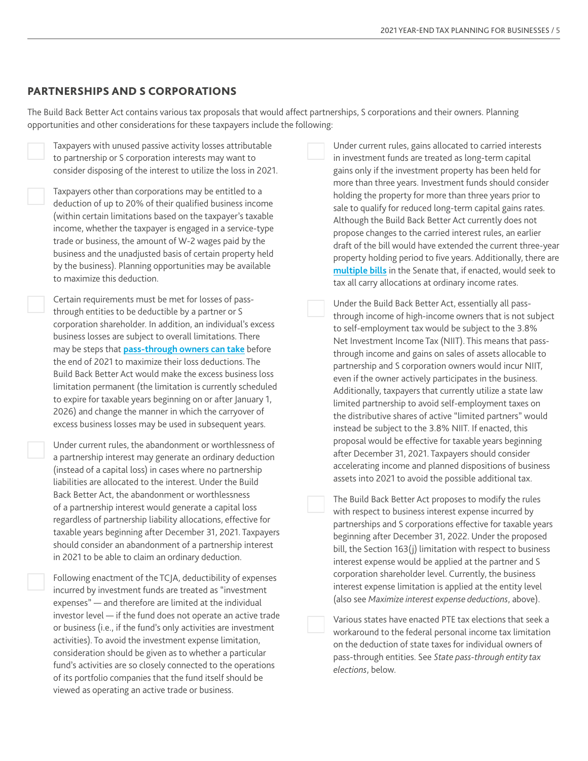## PARTNERSHIPS AND S CORPORATIONS

The Build Back Better Act contains various tax proposals that would affect partnerships, S corporations and their owners. Planning opportunities and other considerations for these taxpayers include the following:

- Taxpayers with unused passive activity losses attributable to partnership or S corporation interests may want to consider disposing of the interest to utilize the loss in 2021.

- Taxpayers other than corporations may be entitled to a deduction of up to 20% of their qualified business income (within certain limitations based on the taxpayer's taxable income, whether the taxpayer is engaged in a service-type trade or business, the amount of W-2 wages paid by the business and the unadjusted basis of certain property held by the business). Planning opportunities may be available to maximize this deduction.

- Certain requirements must be met for losses of pass-through entities to be deductible by a partner or S corporation shareholder. In addition, an individual's excess business losses are subject to overall limitations. There may be steps that **pass-through owners can take** before the end of 2021 to maximize their loss deductions. The Build Back Better Act would make the excess business loss limitation permanent (the limitation is currently scheduled to expire for taxable years beginning on or after January 1, 2026) and change the manner in which the carryover of excess business losses may be used in subsequent years.

- Under current rules, the abandonment or worthlessness of a partnership interest may generate an ordinary deduction (instead of a capital loss) in cases where no partnership liabilities are allocated to the interest. Under the Build Back Better Act, the abandonment or worthlessness of a partnership interest would generate a capital loss regardless of partnership liability allocations, effective for taxable years beginning after December 31, 2021. Taxpayers should consider an abandonment of a partnership interest in 2021 to be able to claim an ordinary deduction.

- Following enactment of the TCJA, deductibility of expenses incurred by investment funds are treated as "investment expenses" — and therefore are limited at the individual investor level — if the fund does not operate an active trade or business (i.e., if the fund's only activities are investment activities). To avoid the investment expense limitation, consideration should be given as to whether a particular fund's activities are so closely connected to the operations of its portfolio companies that the fund itself should be viewed as operating an active trade or business.

- Under current rules, gains allocated to carried interests in investment funds are treated as long-term capital gains only if the investment property has been held for more than three years. Investment funds should consider holding the property for more than three years prior to sale to qualify for reduced long-term capital gains rates. Although the Build Back Better Act currently does not propose changes to the carried interest rules, an earlier draft of the bill would have extended the current three-year property holding period to five years. Additionally, there are **multiple bills** in the Senate that, if enacted, would seek to tax all carry allocations at ordinary income rates.

- Under the Build Back Better Act, essentially all pass-through income of high-income owners that is not subject to self-employment tax would be subject to the 3.8% Net Investment Income Tax (NIIT). This means that pass-through income and gains on sales of assets allocable to partnership and S corporation owners would incur NIIT, even if the owner actively participates in the business. Additionally, taxpayers that currently utilize a state law limited partnership to avoid self-employment taxes on the distributive shares of active "limited partners" would instead be subject to the 3.8% NIIT. If enacted, this proposal would be effective for taxable years beginning after December 31, 2021. Taxpayers should consider accelerating income and planned dispositions of business assets into 2021 to avoid the possible additional tax.

- The Build Back Better Act proposes to modify the rules with respect to business interest expense incurred by partnerships and S corporations effective for taxable years beginning after December 31, 2022. Under the proposed bill, the Section 163(j) limitation with respect to business interest expense would be applied at the partner and S corporation shareholder level. Currently, the business interest expense limitation is applied at the entity level (also see *Maximize interest expense deductions*, above).

- Various states have enacted PTE tax elections that seek a workaround to the federal personal income tax limitation on the deduction of state taxes for individual owners of pass-through entities. See *State pass-through entity tax elections*, below.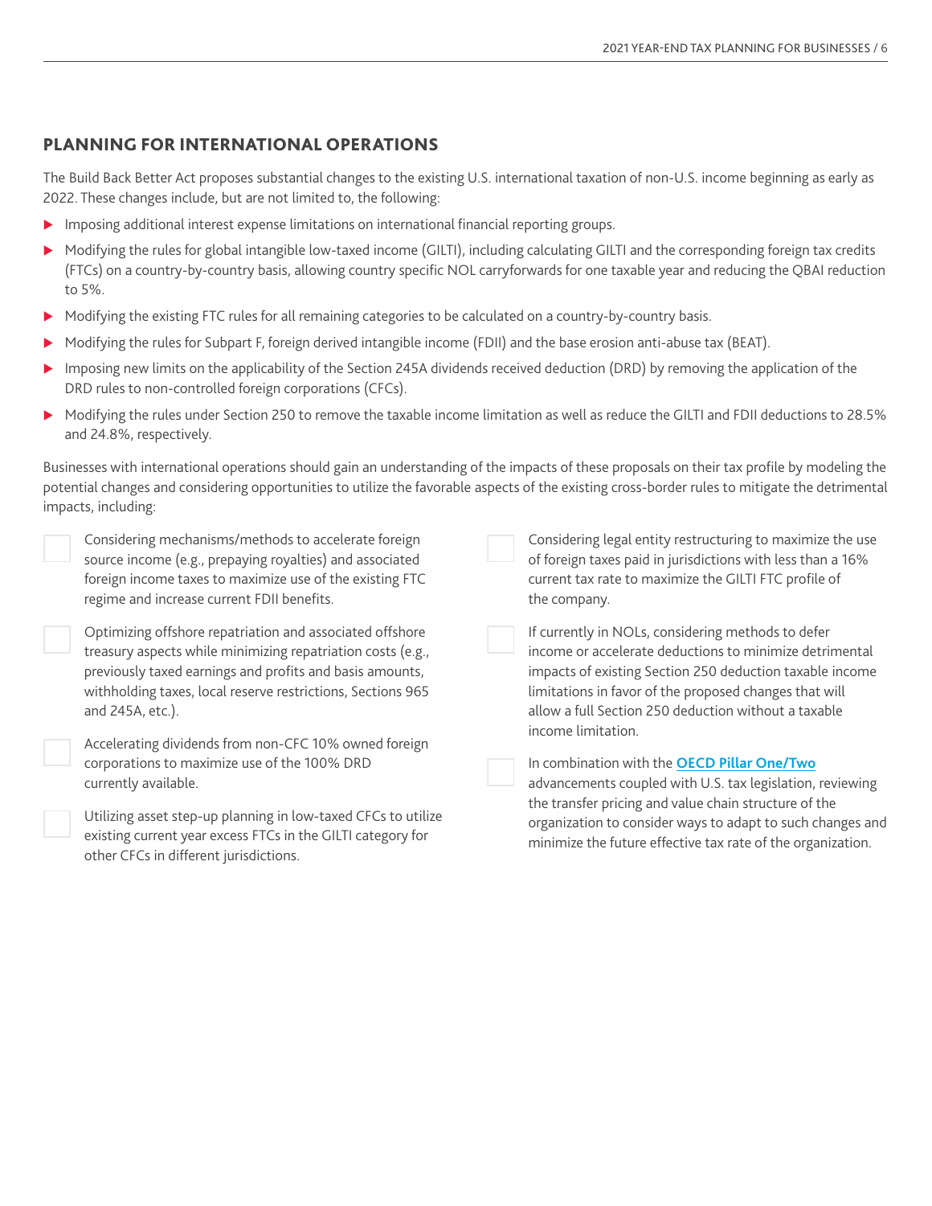## PLANNING FOR INTERNATIONAL OPERATIONS

The Build Back Better Act proposes substantial changes to the existing U.S. international taxation of non-U.S. income beginning as early as 2022. These changes include, but are not limited to, the following:

- Imposing additional interest expense limitations on international financial reporting groups.
- Modifying the rules for global intangible low-taxed income (GILTI), including calculating GILTI and the corresponding foreign tax credits (FTCs) on a country-by-country basis, allowing country specific NOL carryforwards for one taxable year and reducing the QBAI reduction to 5%.
- Modifying the existing FTC rules for all remaining categories to be calculated on a country-by-country basis.
- Modifying the rules for Subpart F, foreign derived intangible income (FDII) and the base erosion anti-abuse tax (BEAT).
- Imposing new limits on the applicability of the Section 245A dividends received deduction (DRD) by removing the application of the DRD rules to non-controlled foreign corporations (CFCs).
- Modifying the rules under Section 250 to remove the taxable income limitation as well as reduce the GILTI and FDII deductions to 28.5% and 24.8%, respectively.

Businesses with international operations should gain an understanding of the impacts of these proposals on their tax profile by modeling the potential changes and considering opportunities to utilize the favorable aspects of the existing cross-border rules to mitigate the detrimental impacts, including:

- [ ] Considering mechanisms/methods to accelerate foreign source income (e.g., prepaying royalties) and associated foreign income taxes to maximize use of the existing FTC regime and increase current FDII benefits.
- [ ] Optimizing offshore repatriation and associated offshore treasury aspects while minimizing repatriation costs (e.g., previously taxed earnings and profits and basis amounts, withholding taxes, local reserve restrictions, Sections 965 and 245A, etc.).
- [ ] Accelerating dividends from non-CFC 10% owned foreign corporations to maximize use of the 100% DRD currently available.
- [ ] Utilizing asset step-up planning in low-taxed CFCs to utilize existing current year excess FTCs in the GILTI category for other CFCs in different jurisdictions.
- [ ] Considering legal entity restructuring to maximize the use of foreign taxes paid in jurisdictions with less than a 16% current tax rate to maximize the GILTI FTC profile of the company.
- [ ] If currently in NOLs, considering methods to defer income or accelerate deductions to minimize detrimental impacts of existing Section 250 deduction taxable income limitations in favor of the proposed changes that will allow a full Section 250 deduction without a taxable income limitation.
- [ ] In combination with the **OECD Pillar One/Two** advancements coupled with U.S. tax legislation, reviewing the transfer pricing and value chain structure of the organization to consider ways to adapt to such changes and minimize the future effective tax rate of the organization.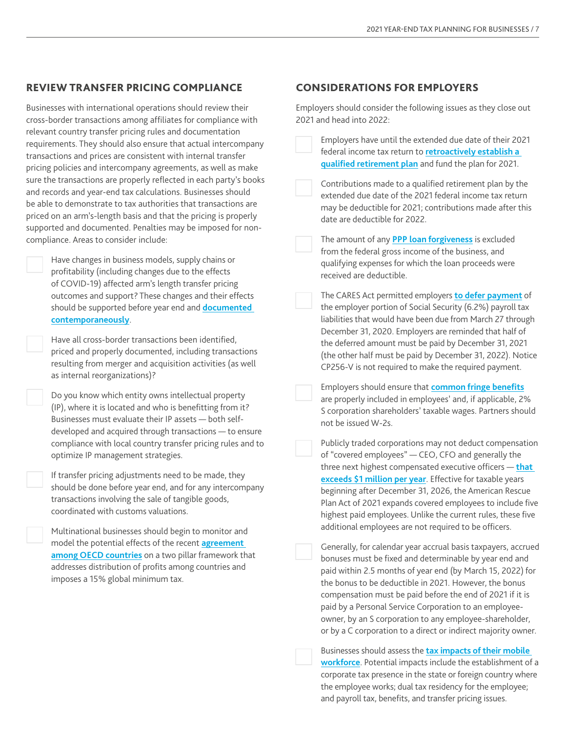## REVIEW TRANSFER PRICING COMPLIANCE

Businesses with international operations should review their cross-border transactions among affiliates for compliance with relevant country transfer pricing rules and documentation requirements. They should also ensure that actual intercompany transactions and prices are consistent with internal transfer pricing policies and intercompany agreements, as well as make sure the transactions are properly reflected in each party's books and records and year-end tax calculations. Businesses should be able to demonstrate to tax authorities that transactions are priced on an arm's-length basis and that the pricing is properly supported and documented. Penalties may be imposed for non-compliance. Areas to consider include:

- Have changes in business models, supply chains or profitability (including changes due to the effects of COVID-19) affected arm's length transfer pricing outcomes and support? These changes and their effects should be supported before year end and **documented contemporaneously**.
- Have all cross-border transactions been identified, priced and properly documented, including transactions resulting from merger and acquisition activities (as well as internal reorganizations)?
- Do you know which entity owns intellectual property (IP), where it is located and who is benefitting from it? Businesses must evaluate their IP assets — both self-developed and acquired through transactions — to ensure compliance with local country transfer pricing rules and to optimize IP management strategies.
- If transfer pricing adjustments need to be made, they should be done before year end, and for any intercompany transactions involving the sale of tangible goods, coordinated with customs valuations.
- Multinational businesses should begin to monitor and model the potential effects of the recent **agreement among OECD countries** on a two pillar framework that addresses distribution of profits among countries and imposes a 15% global minimum tax.

## CONSIDERATIONS FOR EMPLOYERS

Employers should consider the following issues as they close out 2021 and head into 2022:

- Employers have until the extended due date of their 2021 federal income tax return to **retroactively establish a qualified retirement plan** and fund the plan for 2021.
- Contributions made to a qualified retirement plan by the extended due date of the 2021 federal income tax return may be deductible for 2021; contributions made after this date are deductible for 2022.
- The amount of any **PPP loan forgiveness** is excluded from the federal gross income of the business, and qualifying expenses for which the loan proceeds were received are deductible.
- The CARES Act permitted employers **to defer payment** of the employer portion of Social Security (6.2%) payroll tax liabilities that would have been due from March 27 through December 31, 2020. Employers are reminded that half of the deferred amount must be paid by December 31, 2021 (the other half must be paid by December 31, 2022). Notice CP256-V is not required to make the required payment.
- Employers should ensure that **common fringe benefits** are properly included in employees' and, if applicable, 2% S corporation shareholders' taxable wages. Partners should not be issued W-2s.
- Publicly traded corporations may not deduct compensation of "covered employees" — CEO, CFO and generally the three next highest compensated executive officers — **that exceeds $1 million per year**. Effective for taxable years beginning after December 31, 2026, the American Rescue Plan Act of 2021 expands covered employees to include five highest paid employees. Unlike the current rules, these five additional employees are not required to be officers.
- Generally, for calendar year accrual basis taxpayers, accrued bonuses must be fixed and determinable by year end and paid within 2.5 months of year end (by March 15, 2022) for the bonus to be deductible in 2021. However, the bonus compensation must be paid before the end of 2021 if it is paid by a Personal Service Corporation to an employee-owner, by an S corporation to any employee-shareholder, or by a C corporation to a direct or indirect majority owner.
- Businesses should assess the **tax impacts of their mobile workforce**. Potential impacts include the establishment of a corporate tax presence in the state or foreign country where the employee works; dual tax residency for the employee; and payroll tax, benefits, and transfer pricing issues.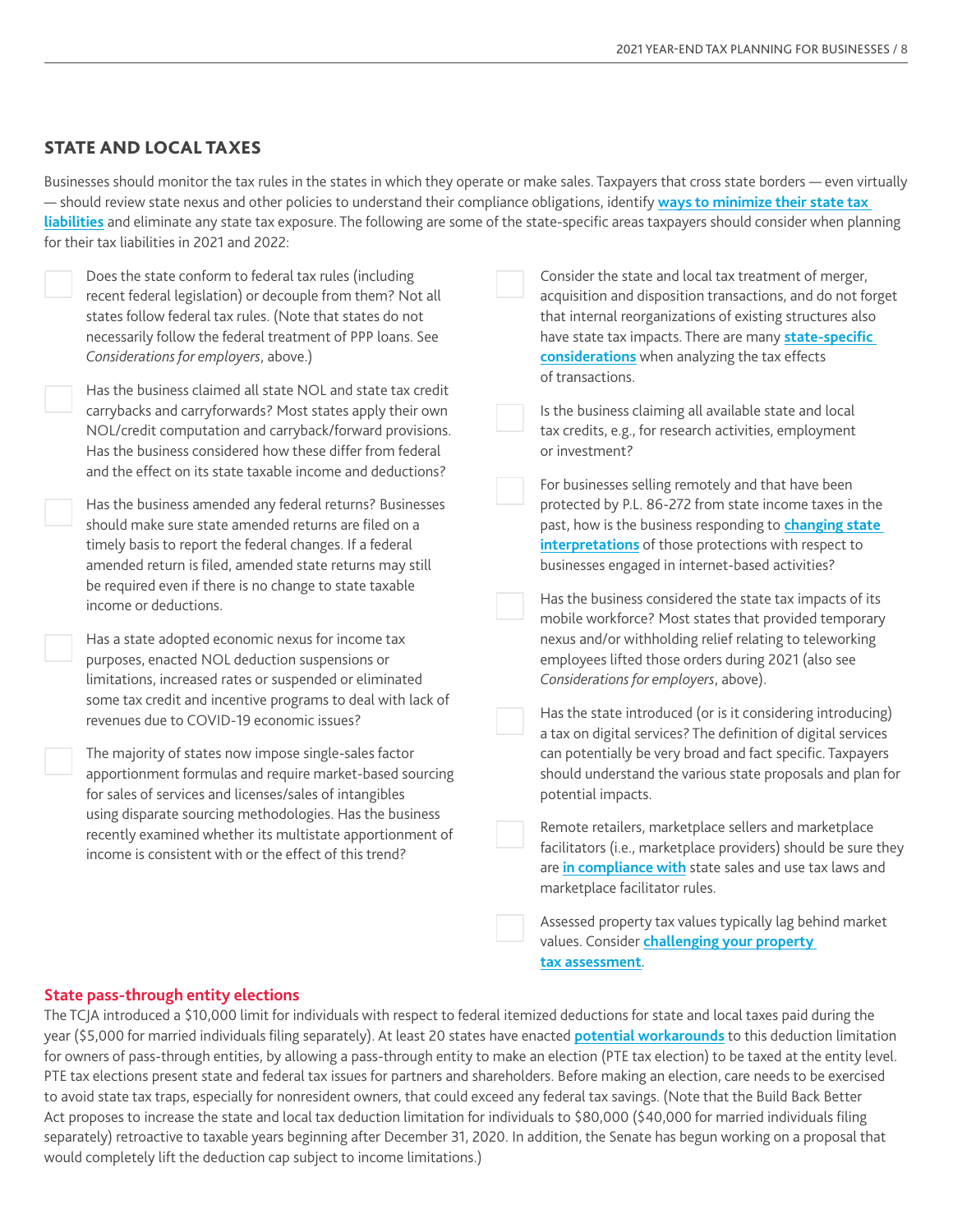## STATE AND LOCAL TAXES

Businesses should monitor the tax rules in the states in which they operate or make sales. Taxpayers that cross state borders — even virtually — should review state nexus and other policies to understand their compliance obligations, identify **ways to minimize their state tax liabilities** and eliminate any state tax exposure. The following are some of the state-specific areas taxpayers should consider when planning for their tax liabilities in 2021 and 2022:

- [ ] Does the state conform to federal tax rules (including recent federal legislation) or decouple from them? Not all states follow federal tax rules. (Note that states do not necessarily follow the federal treatment of PPP loans. See *Considerations for employers*, above.)
- [ ] Has the business claimed all state NOL and state tax credit carrybacks and carryforwards? Most states apply their own NOL/credit computation and carryback/forward provisions. Has the business considered how these differ from federal and the effect on its state taxable income and deductions?
- [ ] Has the business amended any federal returns? Businesses should make sure state amended returns are filed on a timely basis to report the federal changes. If a federal amended return is filed, amended state returns may still be required even if there is no change to state taxable income or deductions.
- [ ] Has a state adopted economic nexus for income tax purposes, enacted NOL deduction suspensions or limitations, increased rates or suspended or eliminated some tax credit and incentive programs to deal with lack of revenues due to COVID-19 economic issues?
- [ ] The majority of states now impose single-sales factor apportionment formulas and require market-based sourcing for sales of services and licenses/sales of intangibles using disparate sourcing methodologies. Has the business recently examined whether its multistate apportionment of income is consistent with or the effect of this trend?
- [ ] Consider the state and local tax treatment of merger, acquisition and disposition transactions, and do not forget that internal reorganizations of existing structures also have state tax impacts. There are many **state-specific considerations** when analyzing the tax effects of transactions.
- [ ] Is the business claiming all available state and local tax credits, e.g., for research activities, employment or investment?
- [ ] For businesses selling remotely and that have been protected by P.L. 86-272 from state income taxes in the past, how is the business responding to **changing state interpretations** of those protections with respect to businesses engaged in internet-based activities?
- [ ] Has the business considered the state tax impacts of its mobile workforce? Most states that provided temporary nexus and/or withholding relief relating to teleworking employees lifted those orders during 2021 (also see *Considerations for employers*, above).
- [ ] Has the state introduced (or is it considering introducing) a tax on digital services? The definition of digital services can potentially be very broad and fact specific. Taxpayers should understand the various state proposals and plan for potential impacts.
- [ ] Remote retailers, marketplace sellers and marketplace facilitators (i.e., marketplace providers) should be sure they are **in compliance with** state sales and use tax laws and marketplace facilitator rules.
- [ ] Assessed property tax values typically lag behind market values. Consider **challenging your property tax assessment**.

### State pass-through entity elections

The TCJA introduced a $10,000 limit for individuals with respect to federal itemized deductions for state and local taxes paid during the year ($5,000 for married individuals filing separately). At least 20 states have enacted **potential workarounds** to this deduction limitation for owners of pass-through entities, by allowing a pass-through entity to make an election (PTE tax election) to be taxed at the entity level. PTE tax elections present state and federal tax issues for partners and shareholders. Before making an election, care needs to be exercised to avoid state tax traps, especially for nonresident owners, that could exceed any federal tax savings. (Note that the Build Back Better Act proposes to increase the state and local tax deduction limitation for individuals to $80,000 ($40,000 for married individuals filing separately) retroactive to taxable years beginning after December 31, 2020. In addition, the Senate has begun working on a proposal that would completely lift the deduction cap subject to income limitations.)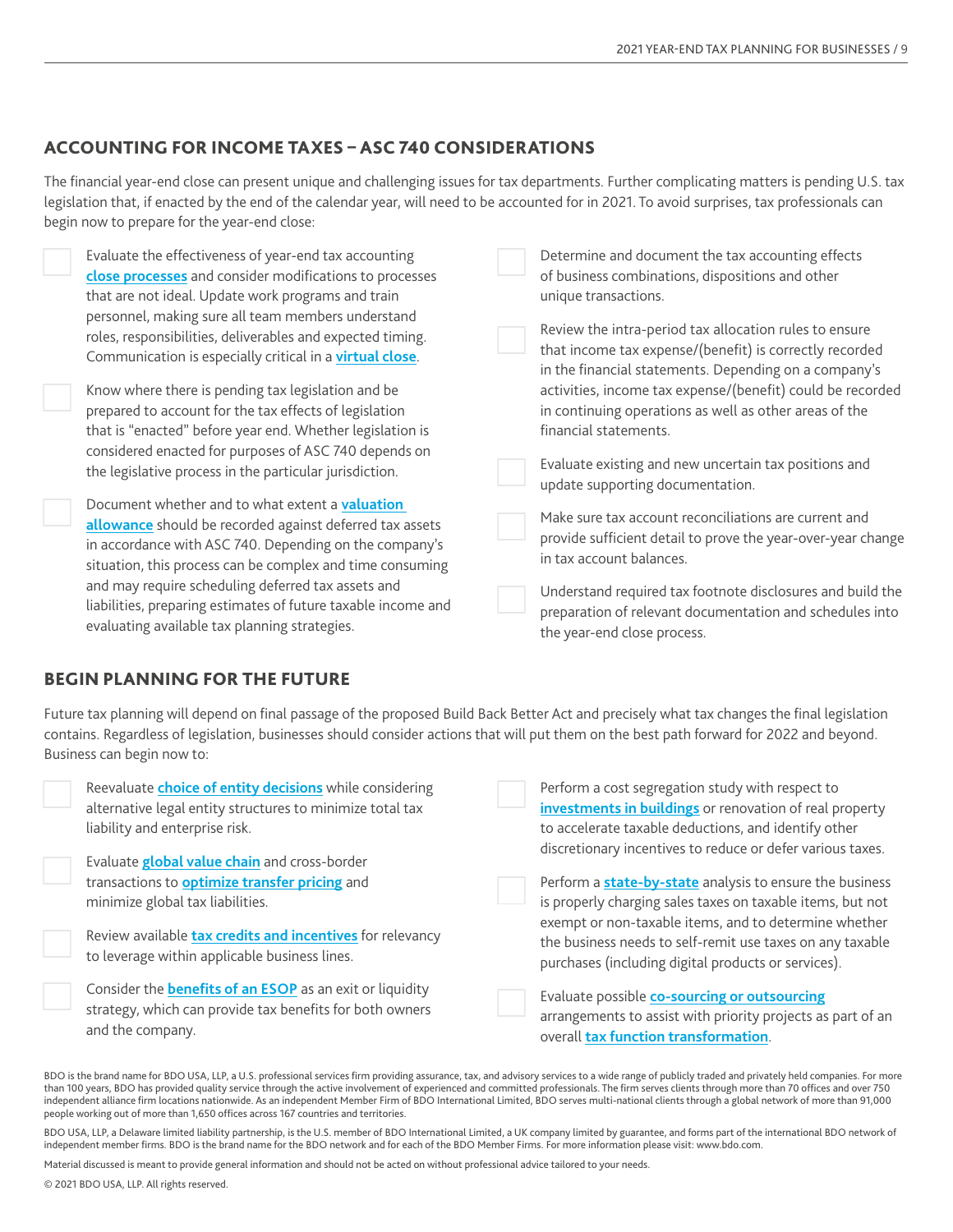## ACCOUNTING FOR INCOME TAXES – ASC 740 CONSIDERATIONS

The financial year-end close can present unique and challenging issues for tax departments. Further complicating matters is pending U.S. tax legislation that, if enacted by the end of the calendar year, will need to be accounted for in 2021. To avoid surprises, tax professionals can begin now to prepare for the year-end close:

- [ ] Evaluate the effectiveness of year-end tax accounting **close processes** and consider modifications to processes that are not ideal. Update work programs and train personnel, making sure all team members understand roles, responsibilities, deliverables and expected timing. Communication is especially critical in a **virtual close**.
- [ ] Know where there is pending tax legislation and be prepared to account for the tax effects of legislation that is "enacted" before year end. Whether legislation is considered enacted for purposes of ASC 740 depends on the legislative process in the particular jurisdiction.
- [ ] Document whether and to what extent a **valuation allowance** should be recorded against deferred tax assets in accordance with ASC 740. Depending on the company's situation, this process can be complex and time consuming and may require scheduling deferred tax assets and liabilities, preparing estimates of future taxable income and evaluating available tax planning strategies.
- [ ] Determine and document the tax accounting effects of business combinations, dispositions and other unique transactions.
- [ ] Review the intra-period tax allocation rules to ensure that income tax expense/(benefit) is correctly recorded in the financial statements. Depending on a company's activities, income tax expense/(benefit) could be recorded in continuing operations as well as other areas of the financial statements.
- [ ] Evaluate existing and new uncertain tax positions and update supporting documentation.
- [ ] Make sure tax account reconciliations are current and provide sufficient detail to prove the year-over-year change in tax account balances.
- [ ] Understand required tax footnote disclosures and build the preparation of relevant documentation and schedules into the year-end close process.

## BEGIN PLANNING FOR THE FUTURE

Future tax planning will depend on final passage of the proposed Build Back Better Act and precisely what tax changes the final legislation contains. Regardless of legislation, businesses should consider actions that will put them on the best path forward for 2022 and beyond. Business can begin now to:

- [ ] Reevaluate **choice of entity decisions** while considering alternative legal entity structures to minimize total tax liability and enterprise risk.
- [ ] Evaluate **global value chain** and cross-border transactions to **optimize transfer pricing** and minimize global tax liabilities.
- [ ] Review available **tax credits and incentives** for relevancy to leverage within applicable business lines.
- [ ] Consider the **benefits of an ESOP** as an exit or liquidity strategy, which can provide tax benefits for both owners and the company.
- [ ] Perform a cost segregation study with respect to **investments in buildings** or renovation of real property to accelerate taxable deductions, and identify other discretionary incentives to reduce or defer various taxes.
- [ ] Perform a **state-by-state** analysis to ensure the business is properly charging sales taxes on taxable items, but not exempt or non-taxable items, and to determine whether the business needs to self-remit use taxes on any taxable purchases (including digital products or services).
- [ ] Evaluate possible **co-sourcing or outsourcing** arrangements to assist with priority projects as part of an overall **tax function transformation**.

BDO is the brand name for BDO USA, LLP, a U.S. professional services firm providing assurance, tax, and advisory services to a wide range of publicly traded and privately held companies. For more than 100 years, BDO has provided quality service through the active involvement of experienced and committed professionals. The firm serves clients through more than 70 offices and over 750 independent alliance firm locations nationwide. As an independent Member Firm of BDO International Limited, BDO serves multi-national clients through a global network of more than 91,000 people working out of more than 1,650 offices across 167 countries and territories.

BDO USA, LLP, a Delaware limited liability partnership, is the U.S. member of BDO International Limited, a UK company limited by guarantee, and forms part of the international BDO network of independent member firms. BDO is the brand name for the BDO network and for each of the BDO Member Firms. For more information please visit: www.bdo.com.

Material discussed is meant to provide general information and should not be acted on without professional advice tailored to your needs.

© 2021 BDO USA, LLP. All rights reserved.